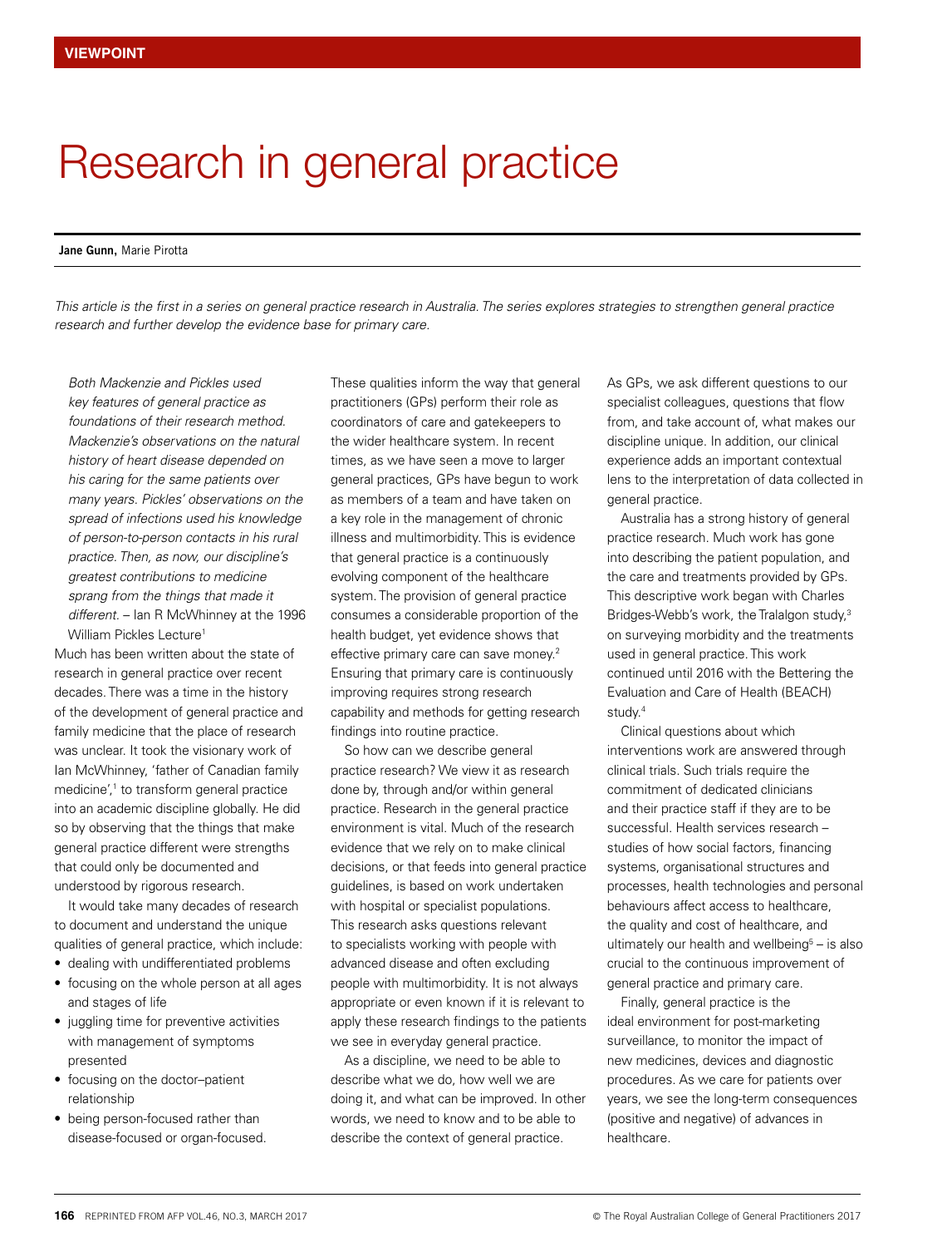VIEWPOINT

# Research in general practice

**Jane Gunn,** Marie Pirotta

*This article is the first in a series on general practice research in Australia. The series explores strategies to strengthen general practice research and further develop the evidence base for primary care.*

> *Both Mackenzie and Pickles used key features of general practice as foundations of their research method. Mackenzie's observations on the natural history of heart disease depended on his caring for the same patients over many years. Pickles' observations on the spread of infections used his knowledge of person-to-person contacts in his rural practice. Then, as now, our discipline's greatest contributions to medicine sprang from the things that made it different.* – Ian R McWhinney at the 1996 William Pickles Lecture[1]

Much has been written about the state of research in general practice over recent decades. There was a time in the history of the development of general practice and family medicine that the place of research was unclear. It took the visionary work of Ian McWhinney, 'father of Canadian family medicine',[1] to transform general practice into an academic discipline globally. He did so by observing that the things that make general practice different were strengths that could only be documented and understood by rigorous research.

It would take many decades of research to document and understand the unique qualities of general practice, which include:

- dealing with undifferentiated problems
- focusing on the whole person at all ages and stages of life
- juggling time for preventive activities with management of symptoms presented
- focusing on the doctor–patient relationship
- being person-focused rather than disease-focused or organ-focused.

These qualities inform the way that general practitioners (GPs) perform their role as coordinators of care and gatekeepers to the wider healthcare system. In recent times, as we have seen a move to larger general practices, GPs have begun to work as members of a team and have taken on a key role in the management of chronic illness and multimorbidity. This is evidence that general practice is a continuously evolving component of the healthcare system. The provision of general practice consumes a considerable proportion of the health budget, yet evidence shows that effective primary care can save money.[2] Ensuring that primary care is continuously improving requires strong research capability and methods for getting research findings into routine practice.

So how can we describe general practice research? We view it as research done by, through and/or within general practice. Research in the general practice environment is vital. Much of the research evidence that we rely on to make clinical decisions, or that feeds into general practice guidelines, is based on work undertaken with hospital or specialist populations. This research asks questions relevant to specialists working with people with advanced disease and often excluding people with multimorbidity. It is not always appropriate or even known if it is relevant to apply these research findings to the patients we see in everyday general practice.

As a discipline, we need to be able to describe what we do, how well we are doing it, and what can be improved. In other words, we need to know and to be able to describe the context of general practice.

As GPs, we ask different questions to our specialist colleagues, questions that flow from, and take account of, what makes our discipline unique. In addition, our clinical experience adds an important contextual lens to the interpretation of data collected in general practice.

Australia has a strong history of general practice research. Much work has gone into describing the patient population, and the care and treatments provided by GPs. This descriptive work began with Charles Bridges-Webb's work, the Tralalgon study,[3] on surveying morbidity and the treatments used in general practice. This work continued until 2016 with the Bettering the Evaluation and Care of Health (BEACH) study.[4]

Clinical questions about which interventions work are answered through clinical trials. Such trials require the commitment of dedicated clinicians and their practice staff if they are to be successful. Health services research – studies of how social factors, financing systems, organisational structures and processes, health technologies and personal behaviours affect access to healthcare, the quality and cost of healthcare, and ultimately our health and wellbeing[5] – is also crucial to the continuous improvement of general practice and primary care.

Finally, general practice is the ideal environment for post-marketing surveillance, to monitor the impact of new medicines, devices and diagnostic procedures. As we care for patients over years, we see the long-term consequences (positive and negative) of advances in healthcare.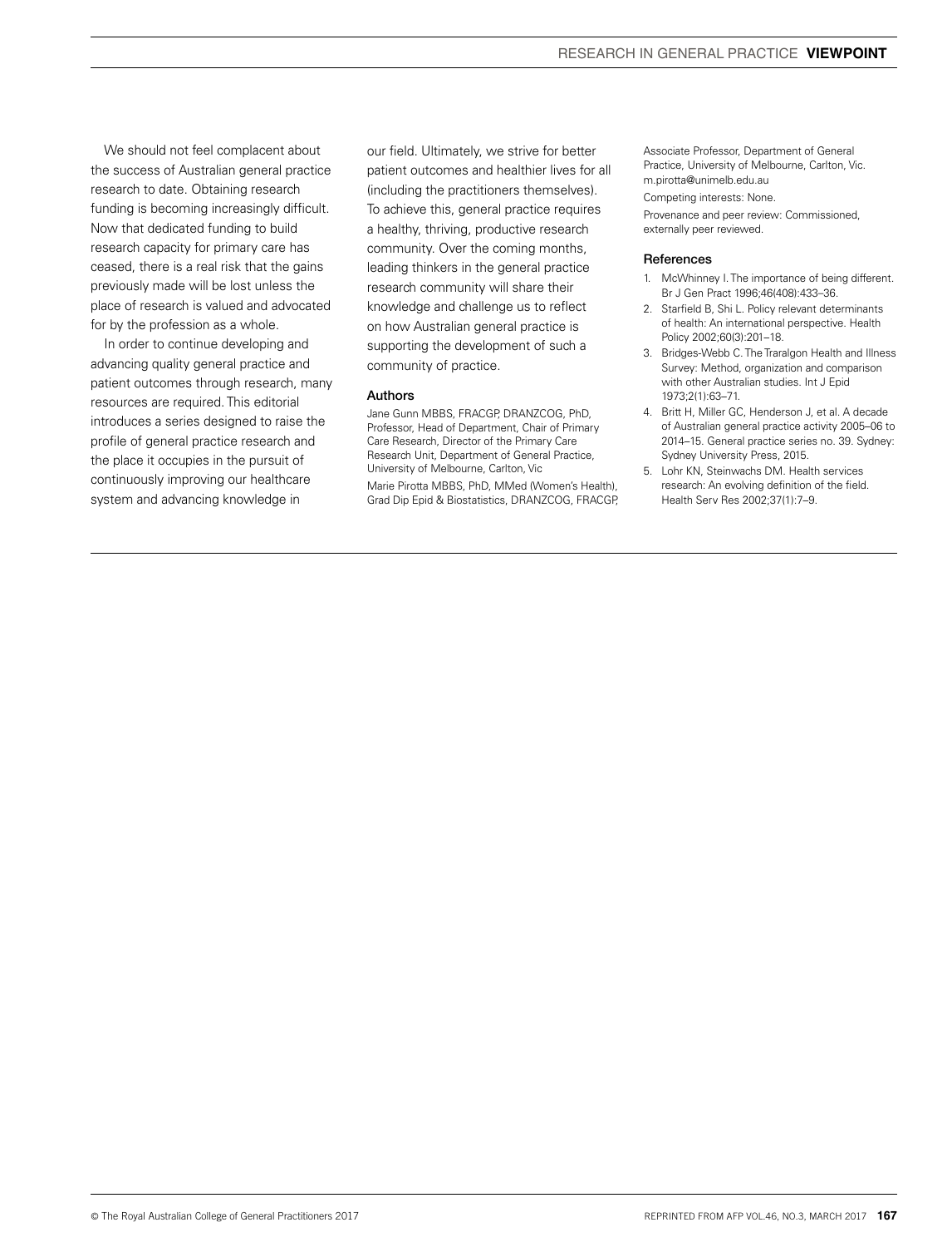We should not feel complacent about the success of Australian general practice research to date. Obtaining research funding is becoming increasingly difficult. Now that dedicated funding to build research capacity for primary care has ceased, there is a real risk that the gains previously made will be lost unless the place of research is valued and advocated for by the profession as a whole.

In order to continue developing and advancing quality general practice and patient outcomes through research, many resources are required. This editorial introduces a series designed to raise the profile of general practice research and the place it occupies in the pursuit of continuously improving our healthcare system and advancing knowledge in our field. Ultimately, we strive for better patient outcomes and healthier lives for all (including the practitioners themselves). To achieve this, general practice requires a healthy, thriving, productive research community. Over the coming months, leading thinkers in the general practice research community will share their knowledge and challenge us to reflect on how Australian general practice is supporting the development of such a community of practice.

## Authors

Jane Gunn MBBS, FRACGP, DRANZCOG, PhD, Professor, Head of Department, Chair of Primary Care Research, Director of the Primary Care Research Unit, Department of General Practice, University of Melbourne, Carlton, Vic

Marie Pirotta MBBS, PhD, MMed (Women's Health), Grad Dip Epid & Biostatistics, DRANZCOG, FRACGP, Associate Professor, Department of General Practice, University of Melbourne, Carlton, Vic. m.pirotta@unimelb.edu.au

Competing interests: None.

Provenance and peer review: Commissioned, externally peer reviewed.

## References

1. McWhinney I. The importance of being different. Br J Gen Pract 1996;46(408):433–36.
2. Starfield B, Shi L. Policy relevant determinants of health: An international perspective. Health Policy 2002;60(3):201–18.
3. Bridges-Webb C. The Traralgon Health and Illness Survey: Method, organization and comparison with other Australian studies. Int J Epid 1973;2(1):63–71.
4. Britt H, Miller GC, Henderson J, et al. A decade of Australian general practice activity 2005–06 to 2014–15. General practice series no. 39. Sydney: Sydney University Press, 2015.
5. Lohr KN, Steinwachs DM. Health services research: An evolving definition of the field. Health Serv Res 2002;37(1):7–9.